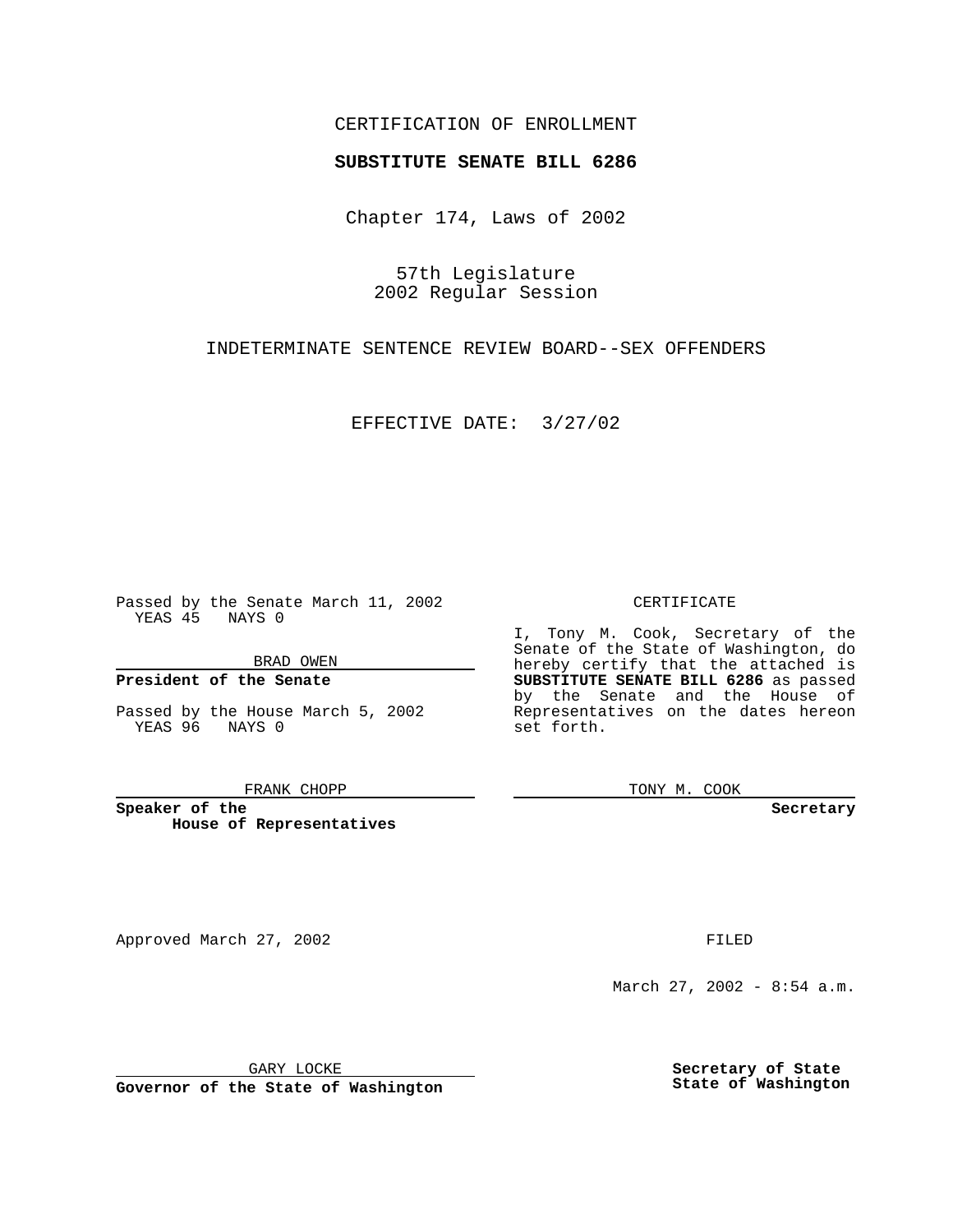CERTIFICATION OF ENROLLMENT

**SUBSTITUTE SENATE BILL 6286**

Chapter 174, Laws of 2002

57th Legislature
2002 Regular Session

INDETERMINATE SENTENCE REVIEW BOARD--SEX OFFENDERS

EFFECTIVE DATE: 3/27/02

Passed by the Senate March 11, 2002
YEAS 45 NAYS 0

BRAD OWEN

**President of the Senate**

Passed by the House March 5, 2002
YEAS 96 NAYS 0

FRANK CHOPP

**Speaker of the House of Representatives**

CERTIFICATE

I, Tony M. Cook, Secretary of the Senate of the State of Washington, do hereby certify that the attached is **SUBSTITUTE SENATE BILL 6286** as passed by the Senate and the House of Representatives on the dates hereon set forth.

TONY M. COOK

**Secretary**

Approved March 27, 2002

GARY LOCKE

**Governor of the State of Washington**

FILED

March 27, 2002 - 8:54 a.m.

**Secretary of State**
**State of Washington**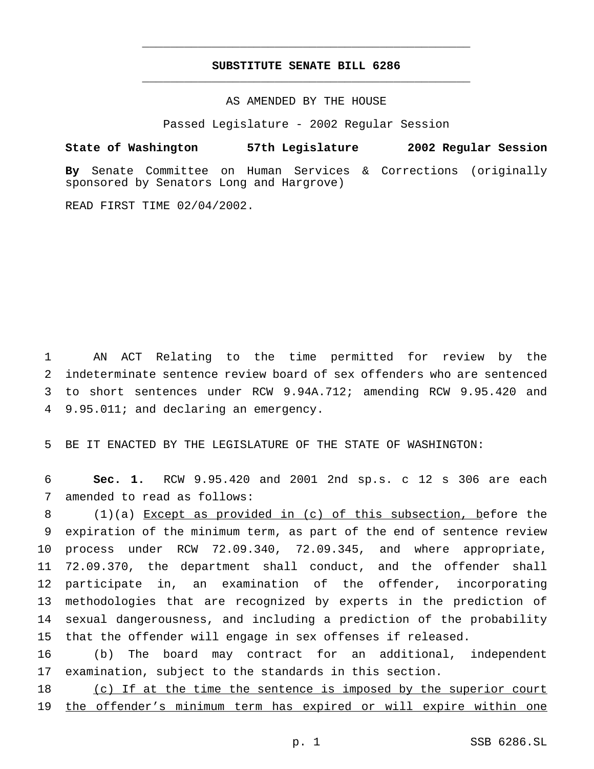# SUBSTITUTE SENATE BILL 6286

AS AMENDED BY THE HOUSE

Passed Legislature - 2002 Regular Session

**State of Washington 57th Legislature 2002 Regular Session**

**By** Senate Committee on Human Services & Corrections (originally sponsored by Senators Long and Hargrove)

READ FIRST TIME 02/04/2002.

AN ACT Relating to the time permitted for review by the indeterminate sentence review board of sex offenders who are sentenced to short sentences under RCW 9.94A.712; amending RCW 9.95.420 and 9.95.011; and declaring an emergency.

BE IT ENACTED BY THE LEGISLATURE OF THE STATE OF WASHINGTON:

**Sec. 1.** RCW 9.95.420 and 2001 2nd sp.s. c 12 s 306 are each amended to read as follows:

(1)(a) Except as provided in (c) of this subsection, before the expiration of the minimum term, as part of the end of sentence review process under RCW 72.09.340, 72.09.345, and where appropriate, 72.09.370, the department shall conduct, and the offender shall participate in, an examination of the offender, incorporating methodologies that are recognized by experts in the prediction of sexual dangerousness, and including a prediction of the probability that the offender will engage in sex offenses if released.

(b) The board may contract for an additional, independent examination, subject to the standards in this section.

(c) If at the time the sentence is imposed by the superior court the offender's minimum term has expired or will expire within one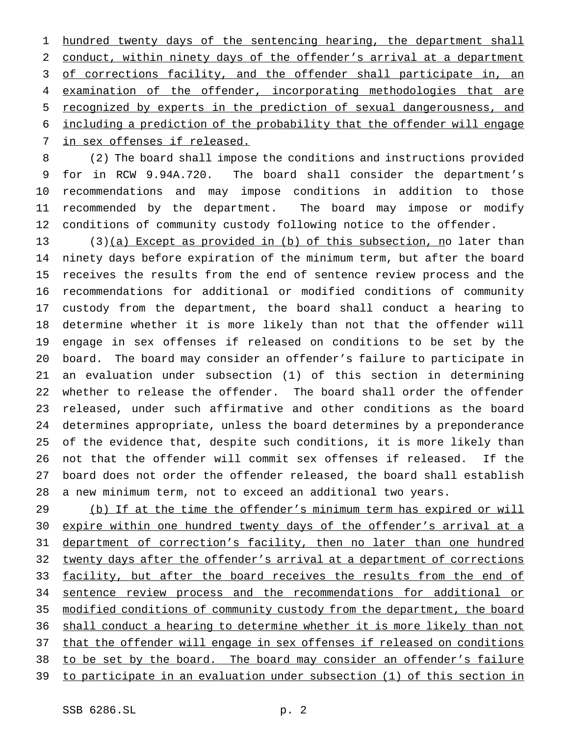hundred twenty days of the sentencing hearing, the department shall conduct, within ninety days of the offender's arrival at a department of corrections facility, and the offender shall participate in, an examination of the offender, incorporating methodologies that are recognized by experts in the prediction of sexual dangerousness, and including a prediction of the probability that the offender will engage in sex offenses if released.

(2) The board shall impose the conditions and instructions provided for in RCW 9.94A.720. The board shall consider the department's recommendations and may impose conditions in addition to those recommended by the department. The board may impose or modify conditions of community custody following notice to the offender.

(3)(a) Except as provided in (b) of this subsection, no later than ninety days before expiration of the minimum term, but after the board receives the results from the end of sentence review process and the recommendations for additional or modified conditions of community custody from the department, the board shall conduct a hearing to determine whether it is more likely than not that the offender will engage in sex offenses if released on conditions to be set by the board. The board may consider an offender's failure to participate in an evaluation under subsection (1) of this section in determining whether to release the offender. The board shall order the offender released, under such affirmative and other conditions as the board determines appropriate, unless the board determines by a preponderance of the evidence that, despite such conditions, it is more likely than not that the offender will commit sex offenses if released. If the board does not order the offender released, the board shall establish a new minimum term, not to exceed an additional two years.

(b) If at the time the offender's minimum term has expired or will expire within one hundred twenty days of the offender's arrival at a department of correction's facility, then no later than one hundred twenty days after the offender's arrival at a department of corrections facility, but after the board receives the results from the end of sentence review process and the recommendations for additional or modified conditions of community custody from the department, the board shall conduct a hearing to determine whether it is more likely than not that the offender will engage in sex offenses if released on conditions to be set by the board. The board may consider an offender's failure to participate in an evaluation under subsection (1) of this section in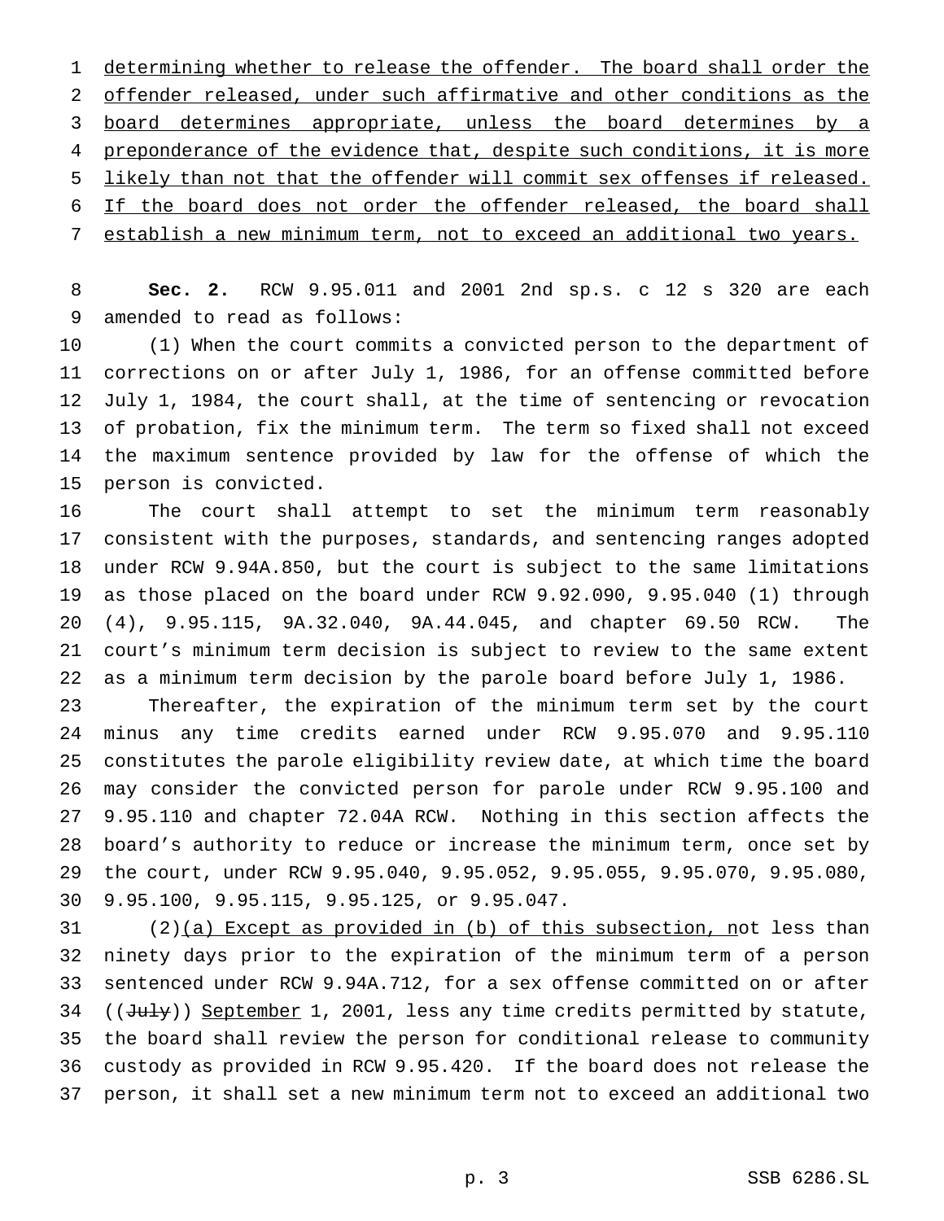determining whether to release the offender. The board shall order the offender released, under such affirmative and other conditions as the board determines appropriate, unless the board determines by a preponderance of the evidence that, despite such conditions, it is more likely than not that the offender will commit sex offenses if released. If the board does not order the offender released, the board shall establish a new minimum term, not to exceed an additional two years.

**Sec. 2.** RCW 9.95.011 and 2001 2nd sp.s. c 12 s 320 are each amended to read as follows:

(1) When the court commits a convicted person to the department of corrections on or after July 1, 1986, for an offense committed before July 1, 1984, the court shall, at the time of sentencing or revocation of probation, fix the minimum term. The term so fixed shall not exceed the maximum sentence provided by law for the offense of which the person is convicted.

The court shall attempt to set the minimum term reasonably consistent with the purposes, standards, and sentencing ranges adopted under RCW 9.94A.850, but the court is subject to the same limitations as those placed on the board under RCW 9.92.090, 9.95.040 (1) through (4), 9.95.115, 9A.32.040, 9A.44.045, and chapter 69.50 RCW. The court's minimum term decision is subject to review to the same extent as a minimum term decision by the parole board before July 1, 1986.

Thereafter, the expiration of the minimum term set by the court minus any time credits earned under RCW 9.95.070 and 9.95.110 constitutes the parole eligibility review date, at which time the board may consider the convicted person for parole under RCW 9.95.100 and 9.95.110 and chapter 72.04A RCW. Nothing in this section affects the board's authority to reduce or increase the minimum term, once set by the court, under RCW 9.95.040, 9.95.052, 9.95.055, 9.95.070, 9.95.080, 9.95.100, 9.95.115, 9.95.125, or 9.95.047.

(2)(a) Except as provided in (b) of this subsection, not less than ninety days prior to the expiration of the minimum term of a person sentenced under RCW 9.94A.712, for a sex offense committed on or after ((~~July~~)) September 1, 2001, less any time credits permitted by statute, the board shall review the person for conditional release to community custody as provided in RCW 9.95.420. If the board does not release the person, it shall set a new minimum term not to exceed an additional two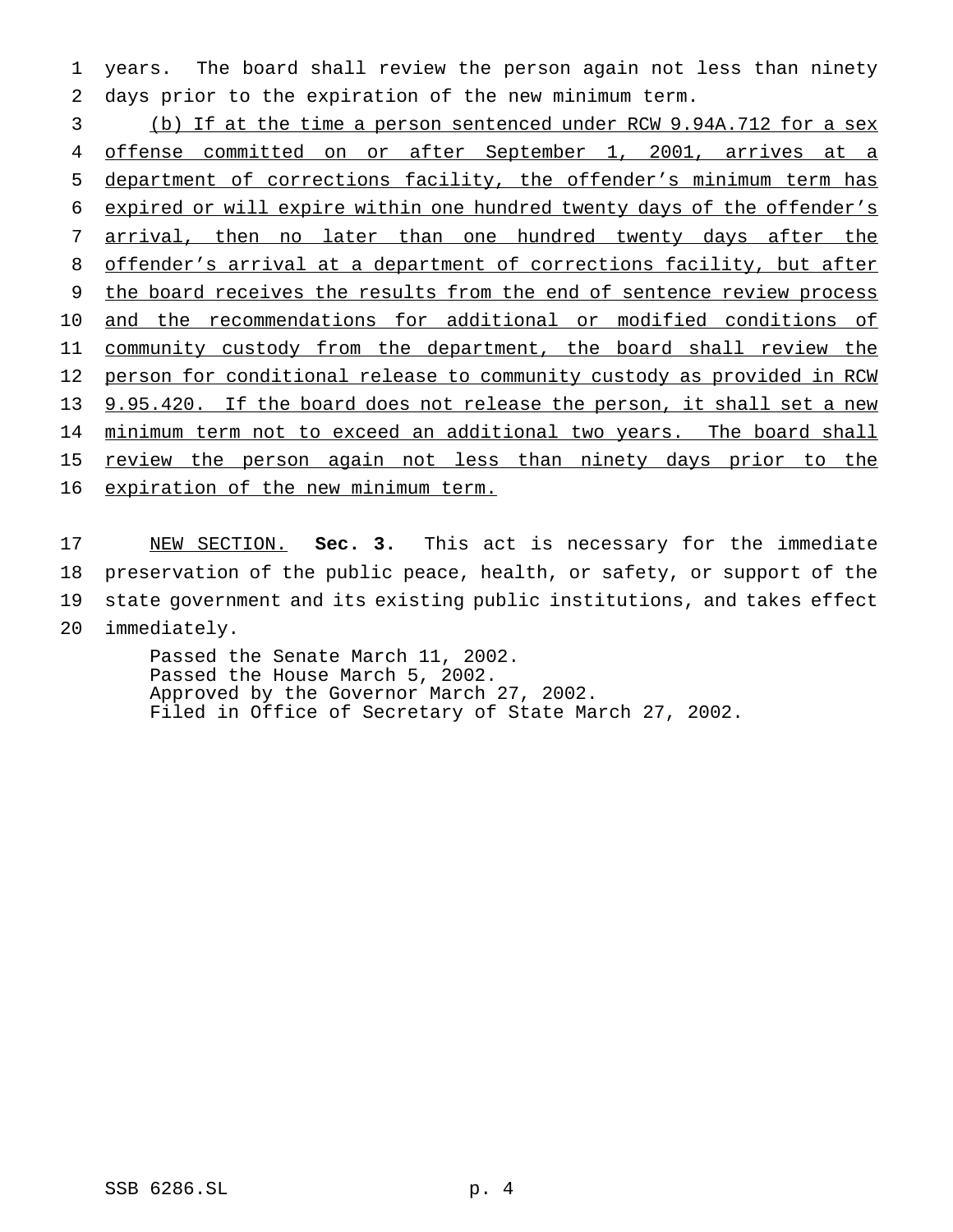years. The board shall review the person again not less than ninety days prior to the expiration of the new minimum term.

<u>(b) If at the time a person sentenced under RCW 9.94A.712 for a sex offense committed on or after September 1, 2001, arrives at a department of corrections facility, the offender's minimum term has expired or will expire within one hundred twenty days of the offender's arrival, then no later than one hundred twenty days after the offender's arrival at a department of corrections facility, but after the board receives the results from the end of sentence review process and the recommendations for additional or modified conditions of community custody from the department, the board shall review the person for conditional release to community custody as provided in RCW 9.95.420. If the board does not release the person, it shall set a new minimum term not to exceed an additional two years. The board shall review the person again not less than ninety days prior to the expiration of the new minimum term.</u>

<u>NEW SECTION.</u> **Sec. 3.** This act is necessary for the immediate preservation of the public peace, health, or safety, or support of the state government and its existing public institutions, and takes effect immediately.

Passed the Senate March 11, 2002.
Passed the House March 5, 2002.
Approved by the Governor March 27, 2002.
Filed in Office of Secretary of State March 27, 2002.